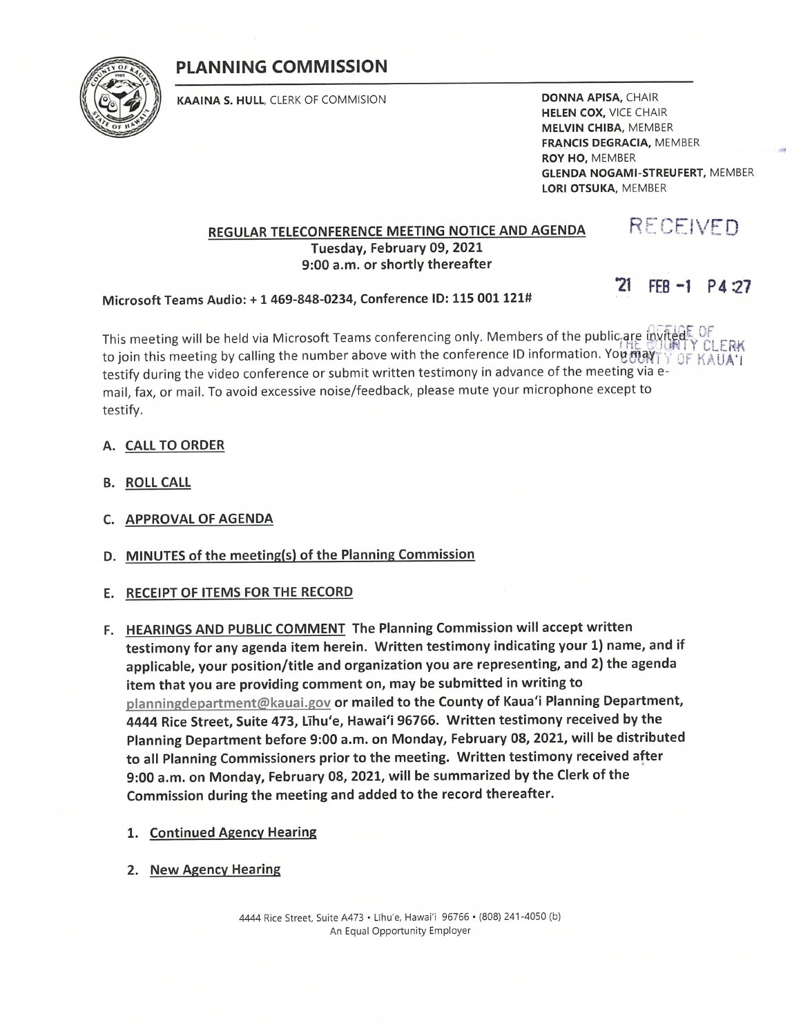# PLANNING COMMISSION

**KAAINA S. HULL**, CLERK OF COMMISION

**DONNA APISA**, CHAIR
**HELEN COX**, VICE CHAIR
**MELVIN CHIBA**, MEMBER
**FRANCIS DEGRACIA**, MEMBER
**ROY HO**, MEMBER
**GLENDA NOGAMI-STREUFERT**, MEMBER
**LORI OTSUKA**, MEMBER

RECEIVED

'21 FEB -1 P4:27

OFFICE OF THE COUNTY CLERK COUNTY OF KAUA'I

## REGULAR TELECONFERENCE MEETING NOTICE AND AGENDA

**Tuesday, February 09, 2021**
**9:00 a.m. or shortly thereafter**

**Microsoft Teams Audio: + 1 469-848-0234, Conference ID: 115 001 121#**

This meeting will be held via Microsoft Teams conferencing only. Members of the public are invited to join this meeting by calling the number above with the conference ID information. You may testify during the video conference or submit written testimony in advance of the meeting via e-mail, fax, or mail. To avoid excessive noise/feedback, please mute your microphone except to testify.

A. CALL TO ORDER

B. ROLL CALL

C. APPROVAL OF AGENDA

D. MINUTES of the meeting(s) of the Planning Commission

E. RECEIPT OF ITEMS FOR THE RECORD

F. **HEARINGS AND PUBLIC COMMENT The Planning Commission will accept written testimony for any agenda item herein. Written testimony indicating your 1) name, and if applicable, your position/title and organization you are representing, and 2) the agenda item that you are providing comment on, may be submitted in writing to planningdepartment@kauai.gov or mailed to the County of Kaua'i Planning Department, 4444 Rice Street, Suite 473, Līhu'e, Hawai'i 96766. Written testimony received by the Planning Department before 9:00 a.m. on Monday, February 08, 2021, will be distributed to all Planning Commissioners prior to the meeting. Written testimony received after 9:00 a.m. on Monday, February 08, 2021, will be summarized by the Clerk of the Commission during the meeting and added to the record thereafter.**

   1. **Continued Agency Hearing**

   2. **New Agency Hearing**

4444 Rice Street, Suite A473 • Līhu'e, Hawai'i 96766 • (808) 241-4050 (b)
An Equal Opportunity Employer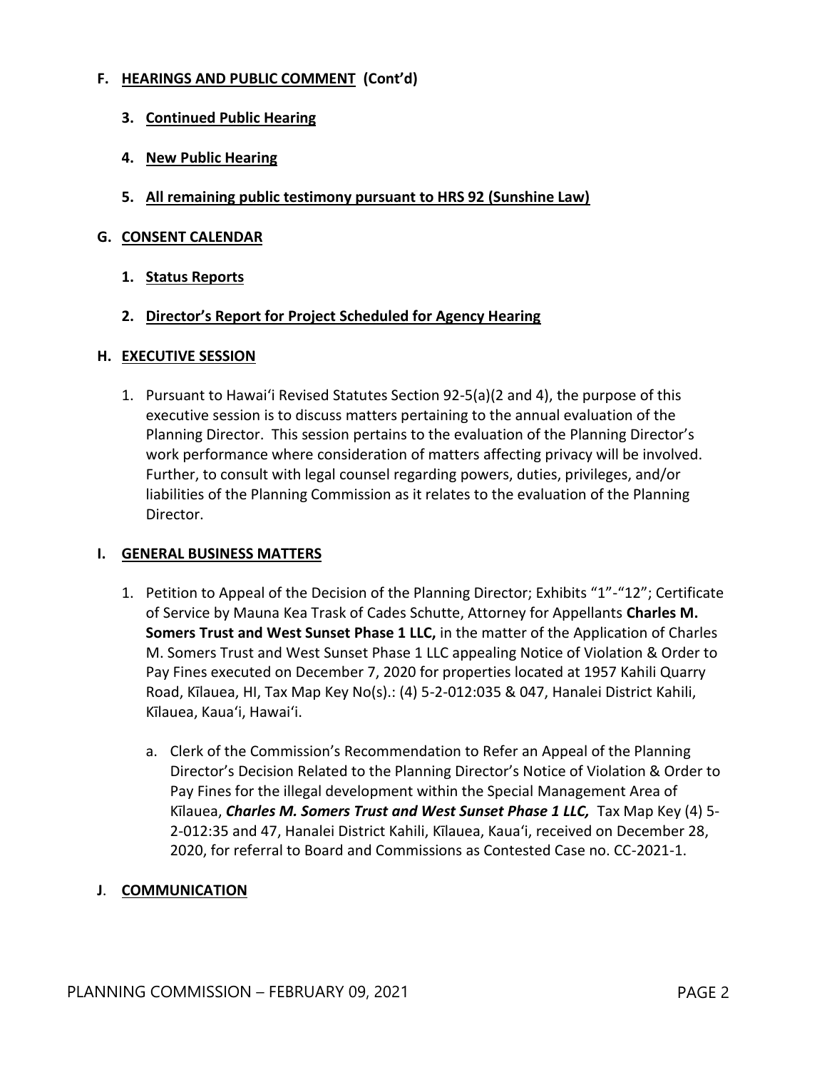## F. HEARINGS AND PUBLIC COMMENT (Cont'd)

### 3. Continued Public Hearing

### 4. New Public Hearing

### 5. All remaining public testimony pursuant to HRS 92 (Sunshine Law)

## G. CONSENT CALENDAR

### 1. Status Reports

### 2. Director's Report for Project Scheduled for Agency Hearing

## H. EXECUTIVE SESSION

1. Pursuant to Hawaiʻi Revised Statutes Section 92-5(a)(2 and 4), the purpose of this executive session is to discuss matters pertaining to the annual evaluation of the Planning Director. This session pertains to the evaluation of the Planning Director's work performance where consideration of matters affecting privacy will be involved. Further, to consult with legal counsel regarding powers, duties, privileges, and/or liabilities of the Planning Commission as it relates to the evaluation of the Planning Director.

## I. GENERAL BUSINESS MATTERS

1. Petition to Appeal of the Decision of the Planning Director; Exhibits "1"-"12"; Certificate of Service by Mauna Kea Trask of Cades Schutte, Attorney for Appellants **Charles M. Somers Trust and West Sunset Phase 1 LLC,** in the matter of the Application of Charles M. Somers Trust and West Sunset Phase 1 LLC appealing Notice of Violation & Order to Pay Fines executed on December 7, 2020 for properties located at 1957 Kahili Quarry Road, Kīlauea, HI, Tax Map Key No(s).: (4) 5-2-012:035 & 047, Hanalei District Kahili, Kīlauea, Kauaʻi, Hawaiʻi.

   a. Clerk of the Commission's Recommendation to Refer an Appeal of the Planning Director's Decision Related to the Planning Director's Notice of Violation & Order to Pay Fines for the illegal development within the Special Management Area of Kīlauea, ***Charles M. Somers Trust and West Sunset Phase 1 LLC,*** Tax Map Key (4) 5-2-012:35 and 47, Hanalei District Kahili, Kīlauea, Kauaʻi, received on December 28, 2020, for referral to Board and Commissions as Contested Case no. CC-2021-1.

## J. COMMUNICATION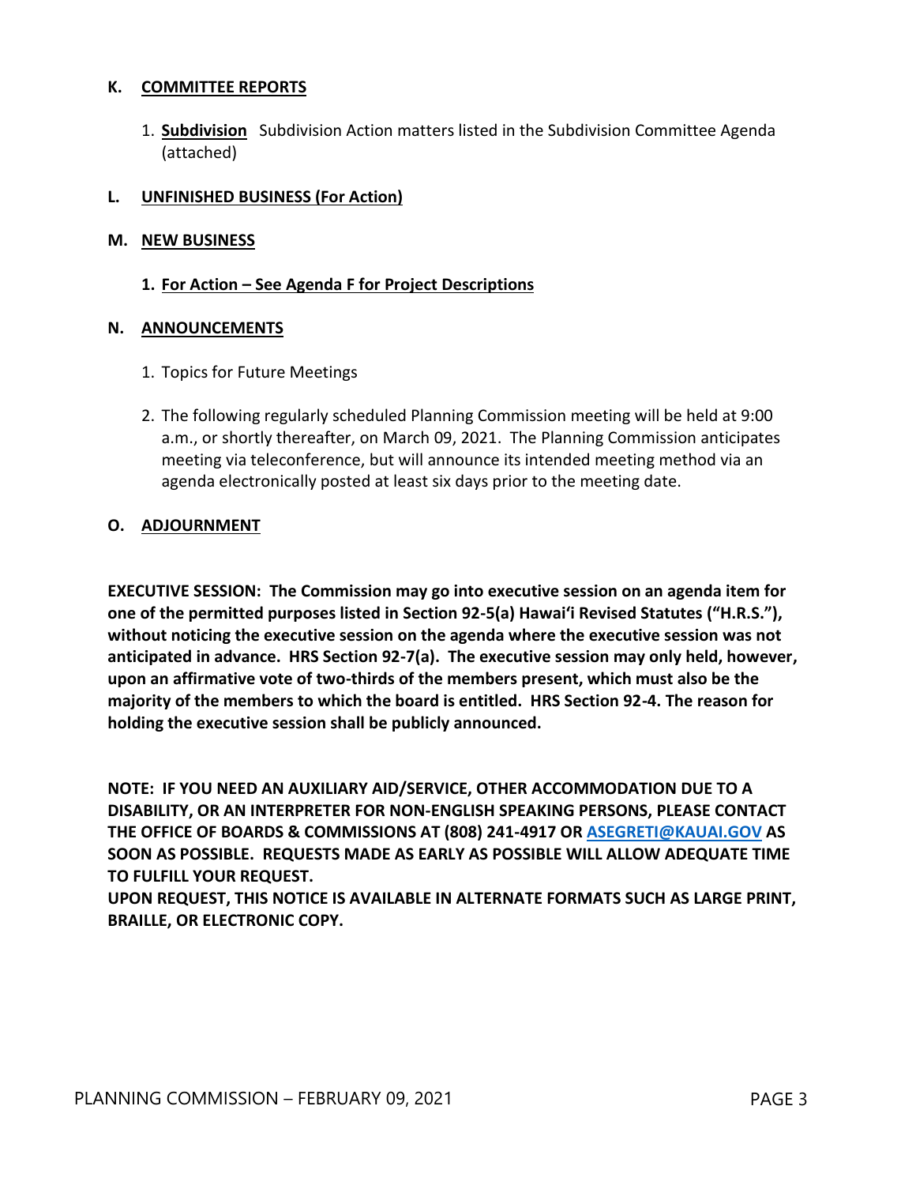## K. COMMITTEE REPORTS

1. **Subdivision** Subdivision Action matters listed in the Subdivision Committee Agenda (attached)

## L. UNFINISHED BUSINESS (For Action)

## M. NEW BUSINESS

**1. For Action – See Agenda F for Project Descriptions**

## N. ANNOUNCEMENTS

1. Topics for Future Meetings
2. The following regularly scheduled Planning Commission meeting will be held at 9:00 a.m., or shortly thereafter, on March 09, 2021. The Planning Commission anticipates meeting via teleconference, but will announce its intended meeting method via an agenda electronically posted at least six days prior to the meeting date.

## O. ADJOURNMENT

**EXECUTIVE SESSION: The Commission may go into executive session on an agenda item for one of the permitted purposes listed in Section 92-5(a) Hawai'i Revised Statutes ("H.R.S."), without noticing the executive session on the agenda where the executive session was not anticipated in advance. HRS Section 92-7(a). The executive session may only held, however, upon an affirmative vote of two-thirds of the members present, which must also be the majority of the members to which the board is entitled. HRS Section 92-4. The reason for holding the executive session shall be publicly announced.**

**NOTE: IF YOU NEED AN AUXILIARY AID/SERVICE, OTHER ACCOMMODATION DUE TO A DISABILITY, OR AN INTERPRETER FOR NON-ENGLISH SPEAKING PERSONS, PLEASE CONTACT THE OFFICE OF BOARDS & COMMISSIONS AT (808) 241-4917 OR ASEGRETI@KAUAI.GOV AS SOON AS POSSIBLE. REQUESTS MADE AS EARLY AS POSSIBLE WILL ALLOW ADEQUATE TIME TO FULFILL YOUR REQUEST.**
**UPON REQUEST, THIS NOTICE IS AVAILABLE IN ALTERNATE FORMATS SUCH AS LARGE PRINT, BRAILLE, OR ELECTRONIC COPY.**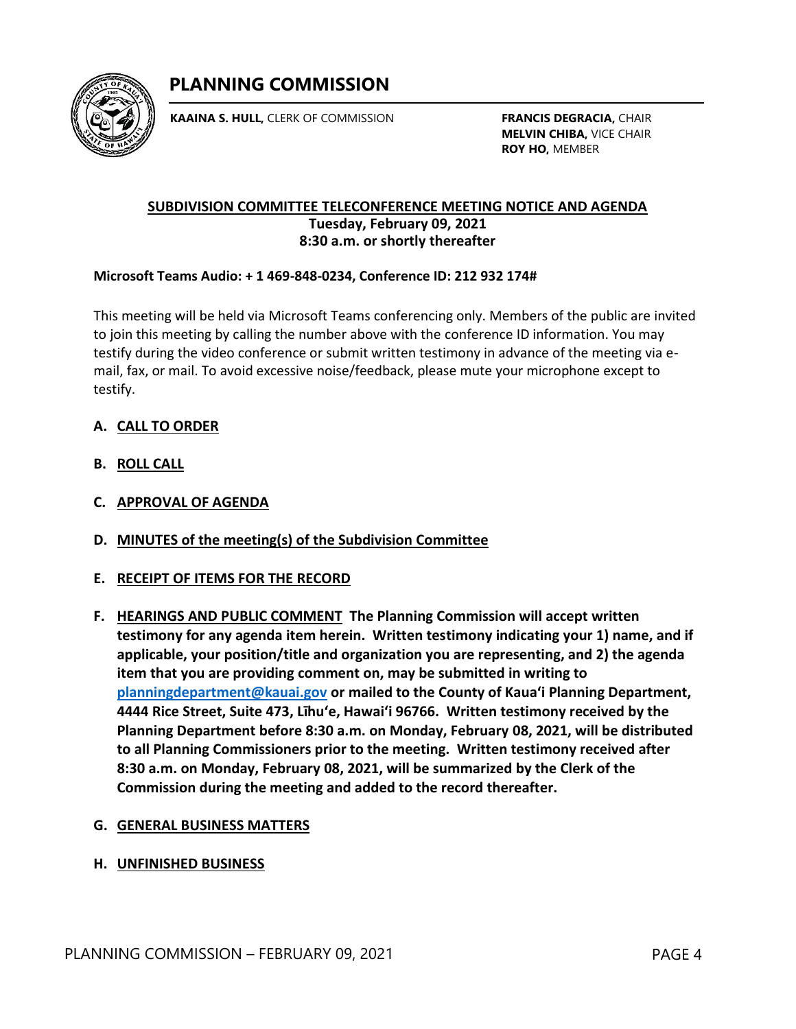# PLANNING COMMISSION

**KAAINA S. HULL,** CLERK OF COMMISSION

**FRANCIS DEGRACIA,** CHAIR
**MELVIN CHIBA,** VICE CHAIR
**ROY HO,** MEMBER

## SUBDIVISION COMMITTEE TELECONFERENCE MEETING NOTICE AND AGENDA

**Tuesday, February 09, 2021**
**8:30 a.m. or shortly thereafter**

**Microsoft Teams Audio: + 1 469-848-0234, Conference ID: 212 932 174#**

This meeting will be held via Microsoft Teams conferencing only. Members of the public are invited to join this meeting by calling the number above with the conference ID information. You may testify during the video conference or submit written testimony in advance of the meeting via e-mail, fax, or mail. To avoid excessive noise/feedback, please mute your microphone except to testify.

**A. CALL TO ORDER**

**B. ROLL CALL**

**C. APPROVAL OF AGENDA**

**D. MINUTES of the meeting(s) of the Subdivision Committee**

**E. RECEIPT OF ITEMS FOR THE RECORD**

**F. HEARINGS AND PUBLIC COMMENT The Planning Commission will accept written testimony for any agenda item herein. Written testimony indicating your 1) name, and if applicable, your position/title and organization you are representing, and 2) the agenda item that you are providing comment on, may be submitted in writing to planningdepartment@kauai.gov or mailed to the County of Kaua'i Planning Department, 4444 Rice Street, Suite 473, Līhu'e, Hawai'i 96766. Written testimony received by the Planning Department before 8:30 a.m. on Monday, February 08, 2021, will be distributed to all Planning Commissioners prior to the meeting. Written testimony received after 8:30 a.m. on Monday, February 08, 2021, will be summarized by the Clerk of the Commission during the meeting and added to the record thereafter.**

**G. GENERAL BUSINESS MATTERS**

**H. UNFINISHED BUSINESS**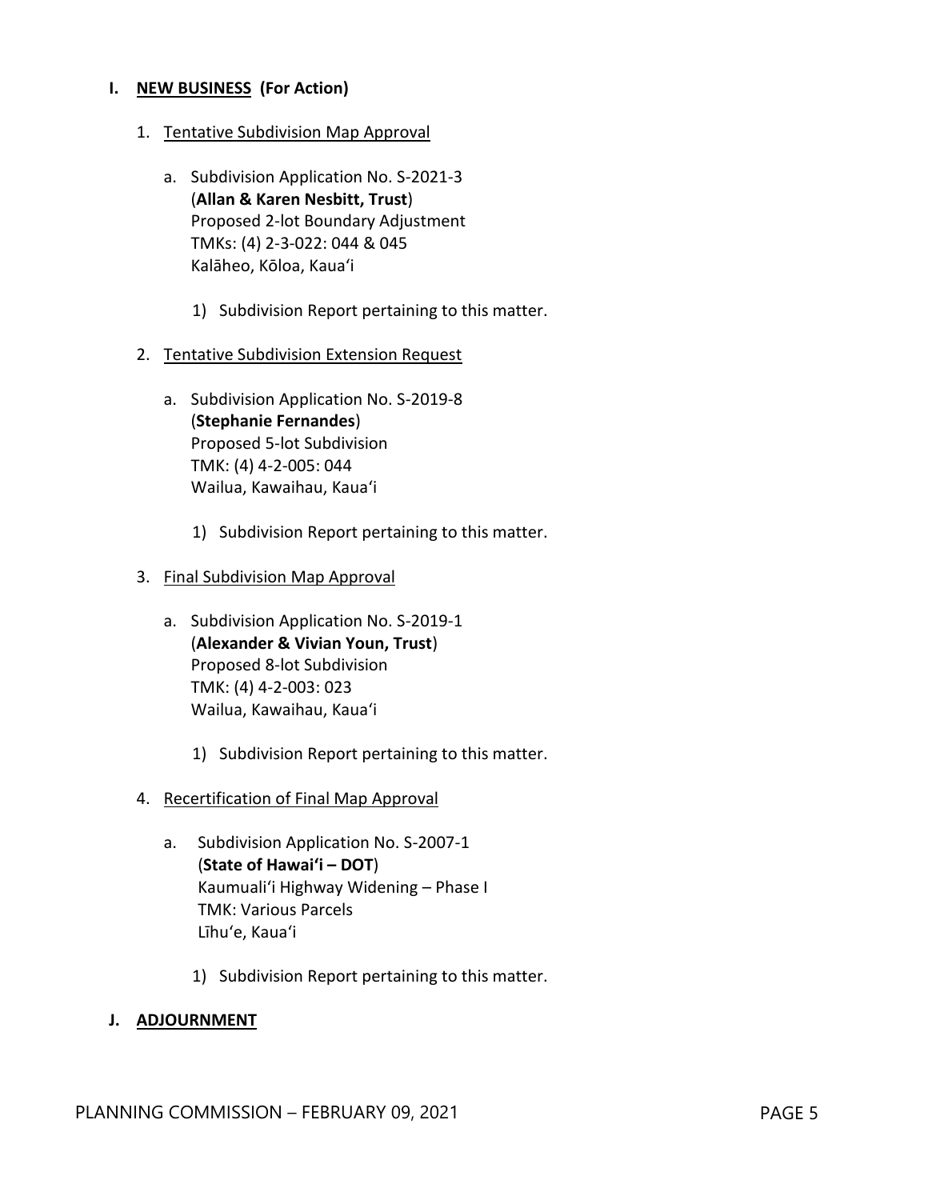## I. <u>NEW BUSINESS</u> (For Action)

1. <u>Tentative Subdivision Map Approval</u>

   a. Subdivision Application No. S-2021-3
      (**Allan & Karen Nesbitt, Trust**)
      Proposed 2-lot Boundary Adjustment
      TMKs: (4) 2-3-022: 044 & 045
      Kalāheo, Kōloa, Kaua'i

      1) Subdivision Report pertaining to this matter.

2. <u>Tentative Subdivision Extension Request</u>

   a. Subdivision Application No. S-2019-8
      (**Stephanie Fernandes**)
      Proposed 5-lot Subdivision
      TMK: (4) 4-2-005: 044
      Wailua, Kawaihau, Kaua'i

      1) Subdivision Report pertaining to this matter.

3. <u>Final Subdivision Map Approval</u>

   a. Subdivision Application No. S-2019-1
      (**Alexander & Vivian Youn, Trust**)
      Proposed 8-lot Subdivision
      TMK: (4) 4-2-003: 023
      Wailua, Kawaihau, Kaua'i

      1) Subdivision Report pertaining to this matter.

4. <u>Recertification of Final Map Approval</u>

   a. Subdivision Application No. S-2007-1
      (**State of Hawai'i – DOT**)
      Kaumuali'i Highway Widening – Phase I
      TMK: Various Parcels
      Līhu'e, Kaua'i

      1) Subdivision Report pertaining to this matter.

## J. <u>ADJOURNMENT</u>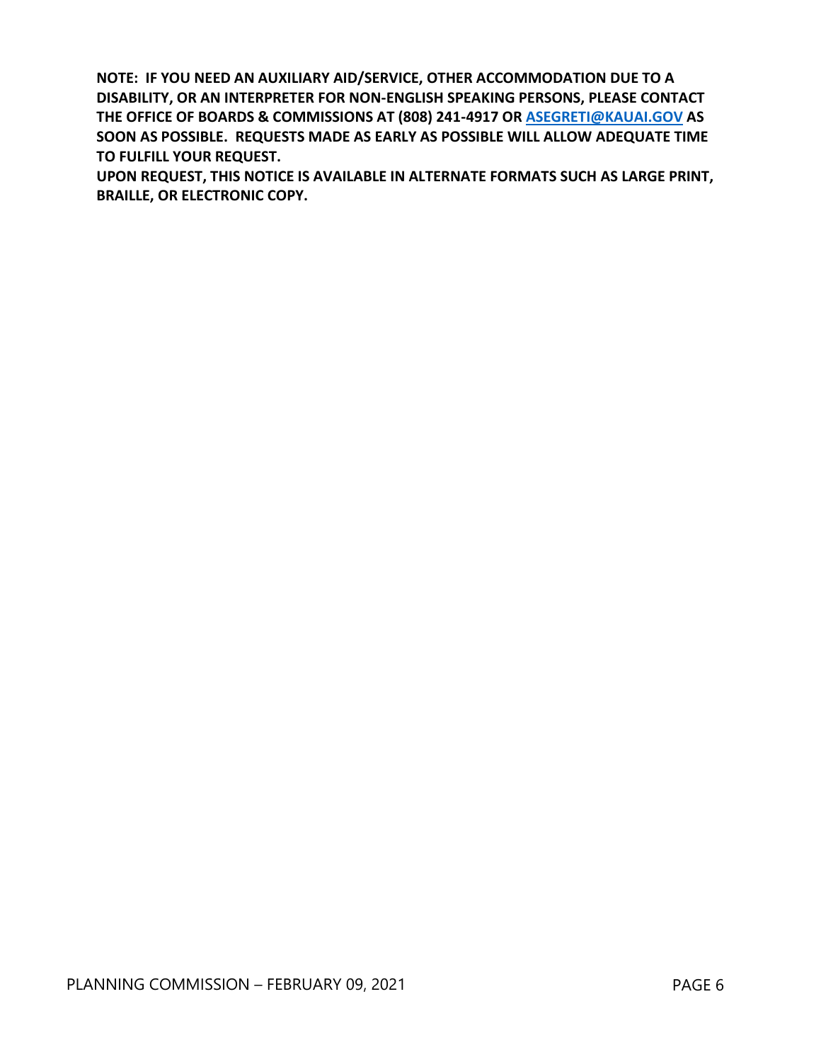**NOTE: IF YOU NEED AN AUXILIARY AID/SERVICE, OTHER ACCOMMODATION DUE TO A DISABILITY, OR AN INTERPRETER FOR NON-ENGLISH SPEAKING PERSONS, PLEASE CONTACT THE OFFICE OF BOARDS & COMMISSIONS AT (808) 241-4917 OR [ASEGRETI@KAUAI.GOV](mailto:ASEGRETI@KAUAI.GOV) AS SOON AS POSSIBLE. REQUESTS MADE AS EARLY AS POSSIBLE WILL ALLOW ADEQUATE TIME TO FULFILL YOUR REQUEST.**

**UPON REQUEST, THIS NOTICE IS AVAILABLE IN ALTERNATE FORMATS SUCH AS LARGE PRINT, BRAILLE, OR ELECTRONIC COPY.**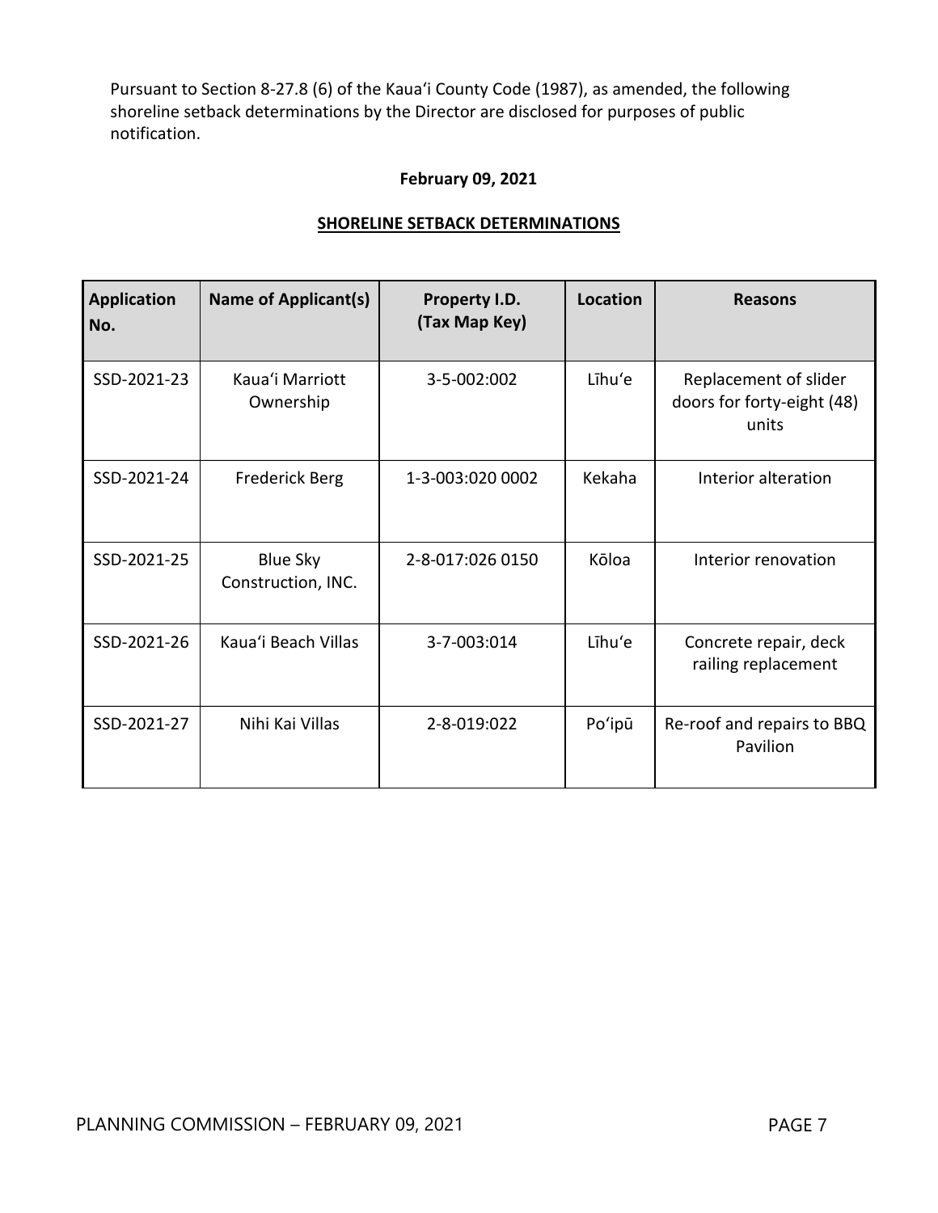Pursuant to Section 8-27.8 (6) of the Kaua'i County Code (1987), as amended, the following shoreline setback determinations by the Director are disclosed for purposes of public notification.

**February 09, 2021**

**SHORELINE SETBACK DETERMINATIONS**

| Application No. | Name of Applicant(s) | Property I.D. (Tax Map Key) | Location | Reasons |
|---|---|---|---|---|
| SSD-2021-23 | Kaua'i Marriott Ownership | 3-5-002:002 | Līhu'e | Replacement of slider doors for forty-eight (48) units |
| SSD-2021-24 | Frederick Berg | 1-3-003:020 0002 | Kekaha | Interior alteration |
| SSD-2021-25 | Blue Sky Construction, INC. | 2-8-017:026 0150 | Kōloa | Interior renovation |
| SSD-2021-26 | Kaua'i Beach Villas | 3-7-003:014 | Līhu'e | Concrete repair, deck railing replacement |
| SSD-2021-27 | Nihi Kai Villas | 2-8-019:022 | Po'ipū | Re-roof and repairs to BBQ Pavilion |